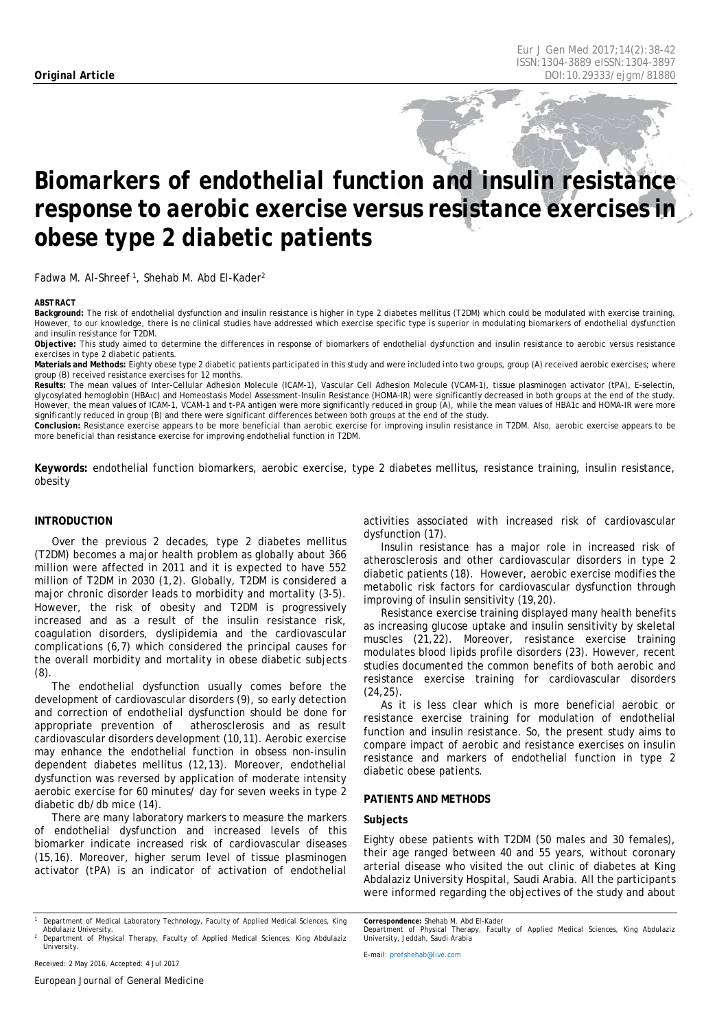**Original Article**

# Biomarkers of endothelial function and insulin resistance response to aerobic exercise versus resistance exercises in obese type 2 diabetic patients

Fadwa M. Al-Shreef [1], Shehab M. Abd El-Kader[2]

**ABSTRACT**

**Background:** The risk of endothelial dysfunction and insulin resistance is higher in type 2 diabetes mellitus (T2DM) which could be modulated with exercise training. However, to our knowledge, there is no clinical studies have addressed which exercise specific type is superior in modulating biomarkers of endothelial dysfunction and insulin resistance for T2DM.

**Objective:** This study aimed to determine the differences in response of biomarkers of endothelial dysfunction and insulin resistance to aerobic versus resistance exercises in type 2 diabetic patients.

**Materials and Methods:** Eighty obese type 2 diabetic patients participated in this study and were included into two groups, group (A) received aerobic exercises; where group (B) received resistance exercises for 12 months.

**Results:** The mean values of Inter-Cellular Adhesion Molecule (ICAM-1), Vascular Cell Adhesion Molecule (VCAM-1), tissue plasminogen activator (tPA), E-selectin, glycosylated hemoglobin ($HBA_{1C}$) and Homeostasis Model Assessment-Insulin Resistance (HOMA-IR) were significantly decreased in both groups at the end of the study. However, the mean values of ICAM-1, VCAM-1 and t-PA antigen were more significantly reduced in group (A), while the mean values of HBA1c and HOMA-IR were more significantly reduced in group (B) and there were significant differences between both groups at the end of the study.

**Conclusion:** Resistance exercise appears to be more beneficial than aerobic exercise for improving insulin resistance in T2DM. Also, aerobic exercise appears to be more beneficial than resistance exercise for improving endothelial function in T2DM.

**Keywords:** endothelial function biomarkers, aerobic exercise, type 2 diabetes mellitus, resistance training, insulin resistance, obesity

## INTRODUCTION

Over the previous 2 decades, type 2 diabetes mellitus (T2DM) becomes a major health problem as globally about 366 million were affected in 2011 and it is expected to have 552 million of T2DM in 2030 (1,2). Globally, T2DM is considered a major chronic disorder leads to morbidity and mortality (3-5). However, the risk of obesity and T2DM is progressively increased and as a result of the insulin resistance risk, coagulation disorders, dyslipidemia and the cardiovascular complications (6,7) which considered the principal causes for the overall morbidity and mortality in obese diabetic subjects (8).

The endothelial dysfunction usually comes before the development of cardiovascular disorders (9), so early detection and correction of endothelial dysfunction should be done for appropriate prevention of atherosclerosis and as result cardiovascular disorders development (10,11). Aerobic exercise may enhance the endothelial function in obsess non-insulin dependent diabetes mellitus (12,13). Moreover, endothelial dysfunction was reversed by application of moderate intensity aerobic exercise for 60 minutes/ day for seven weeks in type 2 diabetic db/db mice (14).

There are many laboratory markers to measure the markers of endothelial dysfunction and increased levels of this biomarker indicate increased risk of cardiovascular diseases (15,16). Moreover, higher serum level of tissue plasminogen activator (tPA) is an indicator of activation of endothelial activities associated with increased risk of cardiovascular dysfunction (17).

Insulin resistance has a major role in increased risk of atherosclerosis and other cardiovascular disorders in type 2 diabetic patients (18). However, aerobic exercise modifies the metabolic risk factors for cardiovascular dysfunction through improving of insulin sensitivity (19,20).

Resistance exercise training displayed many health benefits as increasing glucose uptake and insulin sensitivity by skeletal muscles (21,22). Moreover, resistance exercise training modulates blood lipids profile disorders (23). However, recent studies documented the common benefits of both aerobic and resistance exercise training for cardiovascular disorders (24,25).

As it is less clear which is more beneficial aerobic or resistance exercise training for modulation of endothelial function and insulin resistance. So, the present study aims to compare impact of aerobic and resistance exercises on insulin resistance and markers of endothelial function in type 2 diabetic obese patients.

## PATIENTS AND METHODS

### Subjects

Eighty obese patients with T2DM (50 males and 30 females), their age ranged between 40 and 55 years, without coronary arterial disease who visited the out clinic of diabetes at King Abdalaziz University Hospital, Saudi Arabia. All the participants were informed regarding the objectives of the study and about

[1] Department of Medical Laboratory Technology, Faculty of Applied Medical Sciences, King Abdulaziz University.
[2] Department of Physical Therapy, Faculty of Applied Medical Sciences, King Abdulaziz University.

Received: 2 May 2016, Accepted: 4 Jul 2017

**Correspondence:** Shehab M. Abd El-Kader
Department of Physical Therapy, Faculty of Applied Medical Sciences, King Abdulaziz University, Jeddah, Saudi Arabia

E-mail: profshehab@live.com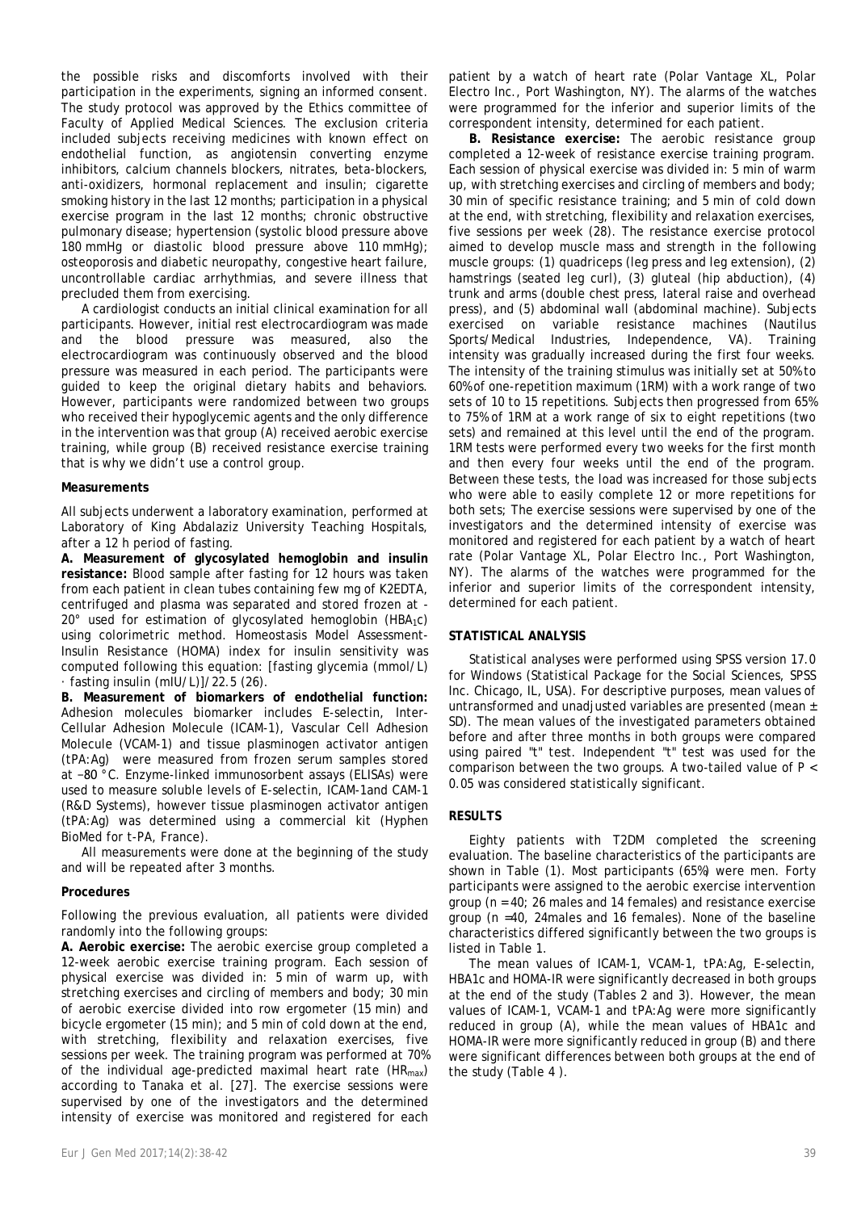the possible risks and discomforts involved with their participation in the experiments, signing an informed consent. The study protocol was approved by the Ethics committee of Faculty of Applied Medical Sciences. The exclusion criteria included subjects receiving medicines with known effect on endothelial function, as angiotensin converting enzyme inhibitors, calcium channels blockers, nitrates, beta-blockers, anti-oxidizers, hormonal replacement and insulin; cigarette smoking history in the last 12 months; participation in a physical exercise program in the last 12 months; chronic obstructive pulmonary disease; hypertension (systolic blood pressure above 180 mmHg or diastolic blood pressure above 110 mmHg); osteoporosis and diabetic neuropathy, congestive heart failure, uncontrollable cardiac arrhythmias, and severe illness that precluded them from exercising.

A cardiologist conducts an initial clinical examination for all participants. However, initial rest electrocardiogram was made and the blood pressure was measured, also the electrocardiogram was continuously observed and the blood pressure was measured in each period. The participants were guided to keep the original dietary habits and behaviors. However, participants were randomized between two groups who received their hypoglycemic agents and the only difference in the intervention was that group (A) received aerobic exercise training, while group (B) received resistance exercise training that is why we didn't use a control group.

**Measurements**

All subjects underwent a laboratory examination, performed at Laboratory of King Abdalaziz University Teaching Hospitals, after a 12 h period of fasting.

**A. Measurement of glycosylated hemoglobin and insulin resistance:** Blood sample after fasting for 12 hours was taken from each patient in clean tubes containing few mg of K2EDTA, centrifuged and plasma was separated and stored frozen at -20° used for estimation of glycosylated hemoglobin ($HBA_1c$) using colorimetric method. Homeostasis Model Assessment-Insulin Resistance (HOMA) index for insulin sensitivity was computed following this equation: [fasting glycemia (mmol/L) · fasting insulin (mIU/L)]/22.5 (26).

**B. Measurement of biomarkers of endothelial function:** Adhesion molecules biomarker includes E-selectin, Inter-Cellular Adhesion Molecule (ICAM-1), Vascular Cell Adhesion Molecule (VCAM-1) and tissue plasminogen activator antigen (tPA:Ag) were measured from frozen serum samples stored at −80 °C. Enzyme-linked immunosorbent assays (ELISAs) were used to measure soluble levels of E-selectin, ICAM-1and CAM-1 (R&D Systems), however tissue plasminogen activator antigen (tPA:Ag) was determined using a commercial kit (Hyphen BioMed for t-PA, France).

All measurements were done at the beginning of the study and will be repeated after 3 months.

**Procedures**

Following the previous evaluation, all patients were divided randomly into the following groups:

**A. Aerobic exercise:** The aerobic exercise group completed a 12-week aerobic exercise training program. Each session of physical exercise was divided in: 5 min of warm up, with stretching exercises and circling of members and body; 30 min of aerobic exercise divided into row ergometer (15 min) and bicycle ergometer (15 min); and 5 min of cold down at the end, with stretching, flexibility and relaxation exercises, five sessions per week. The training program was performed at 70% of the individual age-predicted maximal heart rate ($HR_{max}$) according to Tanaka et al. [27]. The exercise sessions were supervised by one of the investigators and the determined intensity of exercise was monitored and registered for each patient by a watch of heart rate (Polar Vantage XL, Polar Electro Inc., Port Washington, NY). The alarms of the watches were programmed for the inferior and superior limits of the correspondent intensity, determined for each patient.

**B. Resistance exercise:** The aerobic resistance group completed a 12-week of resistance exercise training program. Each session of physical exercise was divided in: 5 min of warm up, with stretching exercises and circling of members and body; 30 min of specific resistance training; and 5 min of cold down at the end, with stretching, flexibility and relaxation exercises, five sessions per week (28). The resistance exercise protocol aimed to develop muscle mass and strength in the following muscle groups: (1) quadriceps (leg press and leg extension), (2) hamstrings (seated leg curl), (3) gluteal (hip abduction), (4) trunk and arms (double chest press, lateral raise and overhead press), and (5) abdominal wall (abdominal machine). Subjects exercised on variable resistance machines (Nautilus Sports/Medical Industries, Independence, VA). Training intensity was gradually increased during the first four weeks. The intensity of the training stimulus was initially set at 50% to 60% of one-repetition maximum (1RM) with a work range of two sets of 10 to 15 repetitions. Subjects then progressed from 65% to 75% of 1RM at a work range of six to eight repetitions (two sets) and remained at this level until the end of the program. 1RM tests were performed every two weeks for the first month and then every four weeks until the end of the program. Between these tests, the load was increased for those subjects who were able to easily complete 12 or more repetitions for both sets; The exercise sessions were supervised by one of the investigators and the determined intensity of exercise was monitored and registered for each patient by a watch of heart rate (Polar Vantage XL, Polar Electro Inc., Port Washington, NY). The alarms of the watches were programmed for the inferior and superior limits of the correspondent intensity, determined for each patient.

## STATISTICAL ANALYSIS

Statistical analyses were performed using SPSS version 17.0 for Windows (Statistical Package for the Social Sciences, SPSS Inc. Chicago, IL, USA). For descriptive purposes, mean values of untransformed and unadjusted variables are presented (mean ± SD). The mean values of the investigated parameters obtained before and after three months in both groups were compared using paired "t" test. Independent "t" test was used for the comparison between the two groups. A two-tailed value of $P < 0.05$ was considered statistically significant.

## RESULTS

Eighty patients with T2DM completed the screening evaluation. The baseline characteristics of the participants are shown in Table (1). Most participants (65%) were men. Forty participants were assigned to the aerobic exercise intervention group (n = 40; 26 males and 14 females) and resistance exercise group (n =40, 24males and 16 females). None of the baseline characteristics differed significantly between the two groups is listed in Table 1.

The mean values of ICAM-1, VCAM-1, tPA:Ag, E-selectin, HBA1c and HOMA-IR were significantly decreased in both groups at the end of the study (Tables 2 and 3). However, the mean values of ICAM-1, VCAM-1 and tPA:Ag were more significantly reduced in group (A), while the mean values of HBA1c and HOMA-IR were more significantly reduced in group (B) and there were significant differences between both groups at the end of the study (Table 4 ).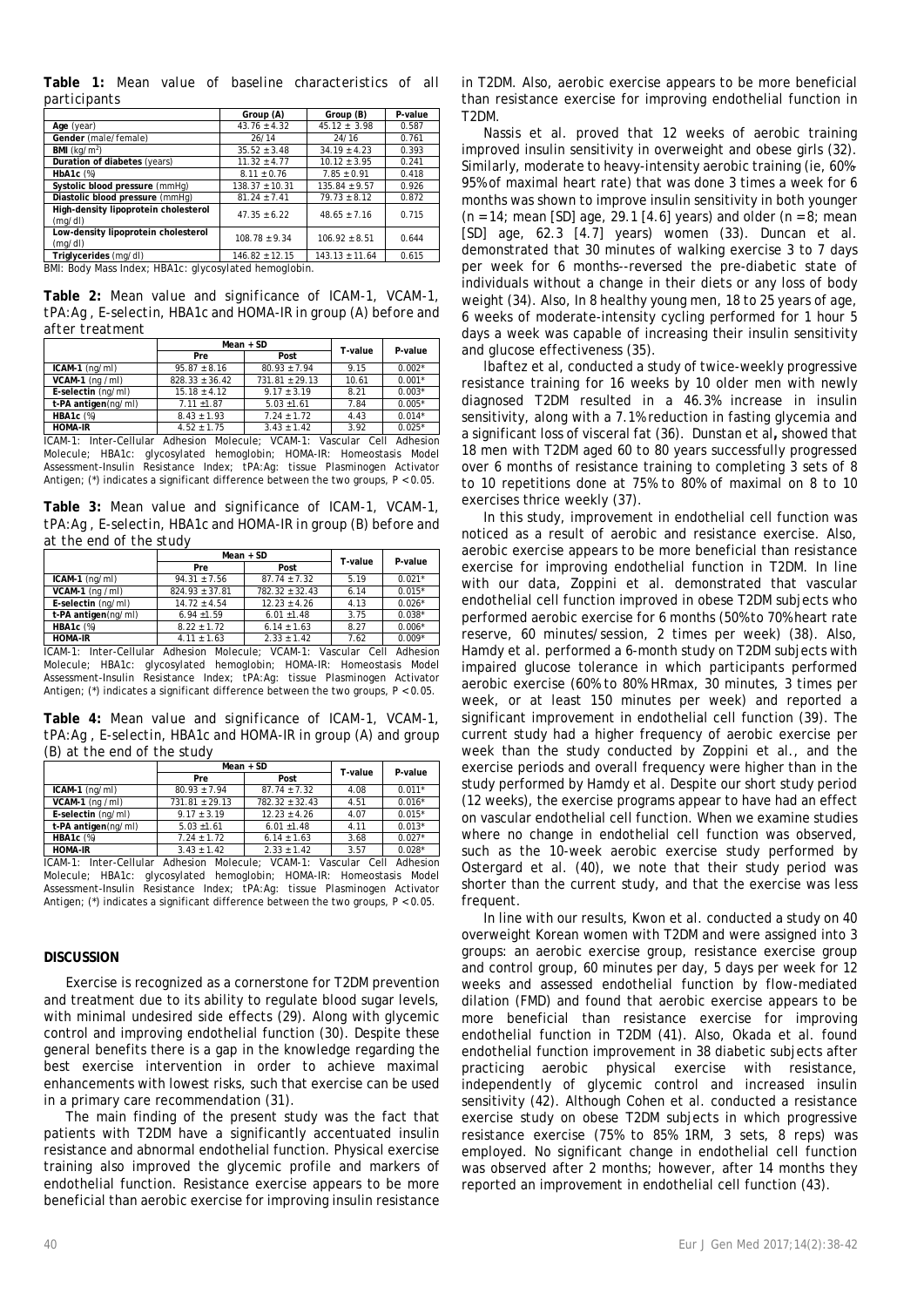**Table 1:** Mean value of baseline characteristics of all participants

| | Group (A) | Group (B) | P-value |
|---|---|---|---|
| **Age** (year) | 43.76 ± 4.32 | 45.12 ± 3.98 | 0.587 |
| **Gender** (male/female) | 26/14 | 24/16 | 0.761 |
| **BMI** (kg/m$^2$) | 35.52 ± 3.48 | 34.19 ± 4.23 | 0.393 |
| **Duration of diabetes** (years) | 11.32 ± 4.77 | 10.12 ± 3.95 | 0.241 |
| **HbA1c** (%) | 8.11 ± 0.76 | 7.85 ± 0.91 | 0.418 |
| **Systolic blood pressure** (mmHg) | 138.37 ± 10.31 | 135.84 ± 9.57 | 0.926 |
| **Diastolic blood pressure** (mmHg) | 81.24 ± 7.41 | 79.73 ± 8.12 | 0.872 |
| **High-density lipoprotein cholesterol** (mg/dl) | 47.35 ± 6.22 | 48.65 ± 7.16 | 0.715 |
| **Low-density lipoprotein cholesterol** (mg/dl) | 108.78 ± 9.34 | 106.92 ± 8.51 | 0.644 |
| **Triglycerides** (mg/dl) | 146.82 ± 12.15 | 143.13 ± 11.64 | 0.615 |

BMI: Body Mass Index; HBA1c: glycosylated hemoglobin.

**Table 2:** Mean value and significance of ICAM-1, VCAM-1, tPA:Ag, E-selectin, HBA1c and HOMA-IR in group (A) before and after treatment

| | Mean + SD | | T-value | P-value |
|---|---|---|---|---|
| | Pre | Post | | |
| **ICAM-1** (ng/ml) | 95.87 ± 8.16 | 80.93 ± 7.94 | 9.15 | 0.002* |
| **VCAM-1** (ng /ml) | 828.33 ± 36.42 | 731.81 ± 29.13 | 10.61 | 0.001* |
| **E-selectin** (ng/ml) | 15.18 ± 4.12 | 9.17 ± 3.19 | 8.21 | 0.003* |
| **t-PA antigen**(ng/ml) | 7.11 ±1.87 | 5.03 ±1.61 | 7.84 | 0.005* |
| **HBA1c** (%) | 8.43 ± 1.93 | 7.24 ± 1.72 | 4.43 | 0.014* |
| **HOMA-IR** | 4.52 ± 1.75 | 3.43 ± 1.42 | 3.92 | 0.025* |

ICAM-1: Inter-Cellular Adhesion Molecule; VCAM-1: Vascular Cell Adhesion Molecule; HBA1c: glycosylated hemoglobin; HOMA-IR: Homeostasis Model Assessment-Insulin Resistance Index; tPA:Ag: tissue Plasminogen Activator Antigen; (*) indicates a significant difference between the two groups, P < 0.05.

**Table 3:** Mean value and significance of ICAM-1, VCAM-1, tPA:Ag, E-selectin, HBA1c and HOMA-IR in group (B) before and at the end of the study

| | Mean + SD | | T-value | P-value |
|---|---|---|---|---|
| | Pre | Post | | |
| **ICAM-1** (ng/ml) | 94.31 ± 7.56 | 87.74 ± 7.32 | 5.19 | 0.021* |
| **VCAM-1** (ng /ml) | 824.93 ± 37.81 | 782.32 ± 32.43 | 6.14 | 0.015* |
| **E-selectin** (ng/ml) | 14.72 ± 4.54 | 12.23 ± 4.26 | 4.13 | 0.026* |
| **t-PA antigen**(ng/ml) | 6.94 ±1.59 | 6.01 ±1.48 | 3.75 | 0.038* |
| **HBA1c** (%) | 8.22 ± 1.72 | 6.14 ± 1.63 | 8.27 | 0.006* |
| **HOMA-IR** | 4.11 ± 1.63 | 2.33 ± 1.42 | 7.62 | 0.009* |

ICAM-1: Inter-Cellular Adhesion Molecule; VCAM-1: Vascular Cell Adhesion Molecule; HBA1c: glycosylated hemoglobin; HOMA-IR: Homeostasis Model Assessment-Insulin Resistance Index; tPA:Ag: tissue Plasminogen Activator Antigen; (*) indicates a significant difference between the two groups, P < 0.05.

**Table 4:** Mean value and significance of ICAM-1, VCAM-1, tPA:Ag, E-selectin, HBA1c and HOMA-IR in group (A) and group (B) at the end of the study

| | Mean + SD | | T-value | P-value |
|---|---|---|---|---|
| | Pre | Post | | |
| **ICAM-1** (ng/ml) | 80.93 ± 7.94 | 87.74 ± 7.32 | 4.08 | 0.011* |
| **VCAM-1** (ng /ml) | 731.81 ± 29.13 | 782.32 ± 32.43 | 4.51 | 0.016* |
| **E-selectin** (ng/ml) | 9.17 ± 3.19 | 12.23 ± 4.26 | 4.07 | 0.015* |
| **t-PA antigen**(ng/ml) | 5.03 ±1.61 | 6.01 ±1.48 | 4.11 | 0.013* |
| **HBA1c** (%) | 7.24 ± 1.72 | 6.14 ± 1.63 | 3.68 | 0.027* |
| **HOMA-IR** | 3.43 ± 1.42 | 2.33 ± 1.42 | 3.57 | 0.028* |

ICAM-1: Inter-Cellular Adhesion Molecule; VCAM-1: Vascular Cell Adhesion Molecule; HBA1c: glycosylated hemoglobin; HOMA-IR: Homeostasis Model Assessment-Insulin Resistance Index; tPA:Ag: tissue Plasminogen Activator Antigen; (*) indicates a significant difference between the two groups, P < 0.05.

## DISCUSSION

Exercise is recognized as a cornerstone for T2DM prevention and treatment due to its ability to regulate blood sugar levels, with minimal undesired side effects (29). Along with glycemic control and improving endothelial function (30). Despite these general benefits there is a gap in the knowledge regarding the best exercise intervention in order to achieve maximal enhancements with lowest risks, such that exercise can be used in a primary care recommendation (31).

The main finding of the present study was the fact that patients with T2DM have a significantly accentuated insulin resistance and abnormal endothelial function. Physical exercise training also improved the glycemic profile and markers of endothelial function. Resistance exercise appears to be more beneficial than aerobic exercise for improving insulin resistance in T2DM. Also, aerobic exercise appears to be more beneficial than resistance exercise for improving endothelial function in T2DM.

Nassis et al. proved that 12 weeks of aerobic training improved insulin sensitivity in overweight and obese girls (32). Similarly, moderate to heavy-intensity aerobic training (ie, 60%-95% of maximal heart rate) that was done 3 times a week for 6 months was shown to improve insulin sensitivity in both younger (n = 14; mean [SD] age, 29.1 [4.6] years) and older (n = 8; mean [SD] age, 62.3 [4.7] years) women (33). Duncan et al. demonstrated that 30 minutes of walking exercise 3 to 7 days per week for 6 months--reversed the pre-diabetic state of individuals without a change in their diets or any loss of body weight (34). Also, In 8 healthy young men, 18 to 25 years of age, 6 weeks of moderate-intensity cycling performed for 1 hour 5 days a week was capable of increasing their insulin sensitivity and glucose effectiveness (35).

Ibañez et al, conducted a study of twice-weekly progressive resistance training for 16 weeks by 10 older men with newly diagnosed T2DM resulted in a 46.3% increase in insulin sensitivity, along with a 7.1% reduction in fasting glycemia and a significant loss of visceral fat (36). Dunstan et al**,** showed that 18 men with T2DM aged 60 to 80 years successfully progressed over 6 months of resistance training to completing 3 sets of 8 to 10 repetitions done at 75% to 80% of maximal on 8 to 10 exercises thrice weekly (37).

In this study, improvement in endothelial cell function was noticed as a result of aerobic and resistance exercise. Also, aerobic exercise appears to be more beneficial than resistance exercise for improving endothelial function in T2DM. In line with our data, Zoppini et al. demonstrated that vascular endothelial cell function improved in obese T2DM subjects who performed aerobic exercise for 6 months (50% to 70% heart rate reserve, 60 minutes/session, 2 times per week) (38). Also, Hamdy et al. performed a 6-month study on T2DM subjects with impaired glucose tolerance in which participants performed aerobic exercise (60% to 80% HRmax, 30 minutes, 3 times per week, or at least 150 minutes per week) and reported a significant improvement in endothelial cell function (39). The current study had a higher frequency of aerobic exercise per week than the study conducted by Zoppini et al., and the exercise periods and overall frequency were higher than in the study performed by Hamdy et al. Despite our short study period (12 weeks), the exercise programs appear to have had an effect on vascular endothelial cell function. When we examine studies where no change in endothelial cell function was observed, such as the 10-week aerobic exercise study performed by Ostergard et al. (40), we note that their study period was shorter than the current study, and that the exercise was less frequent.

In line with our results, Kwon et al. conducted a study on 40 overweight Korean women with T2DM and were assigned into 3 groups: an aerobic exercise group, resistance exercise group and control group, 60 minutes per day, 5 days per week for 12 weeks and assessed endothelial function by flow-mediated dilation (FMD) and found that aerobic exercise appears to be more beneficial than resistance exercise for improving endothelial function in T2DM (41). Also, Okada et al. found endothelial function improvement in 38 diabetic subjects after practicing aerobic physical exercise with resistance, independently of glycemic control and increased insulin sensitivity (42). Although Cohen et al. conducted a resistance exercise study on obese T2DM subjects in which progressive resistance exercise (75% to 85% 1RM, 3 sets, 8 reps) was employed. No significant change in endothelial cell function was observed after 2 months; however, after 14 months they reported an improvement in endothelial cell function (43).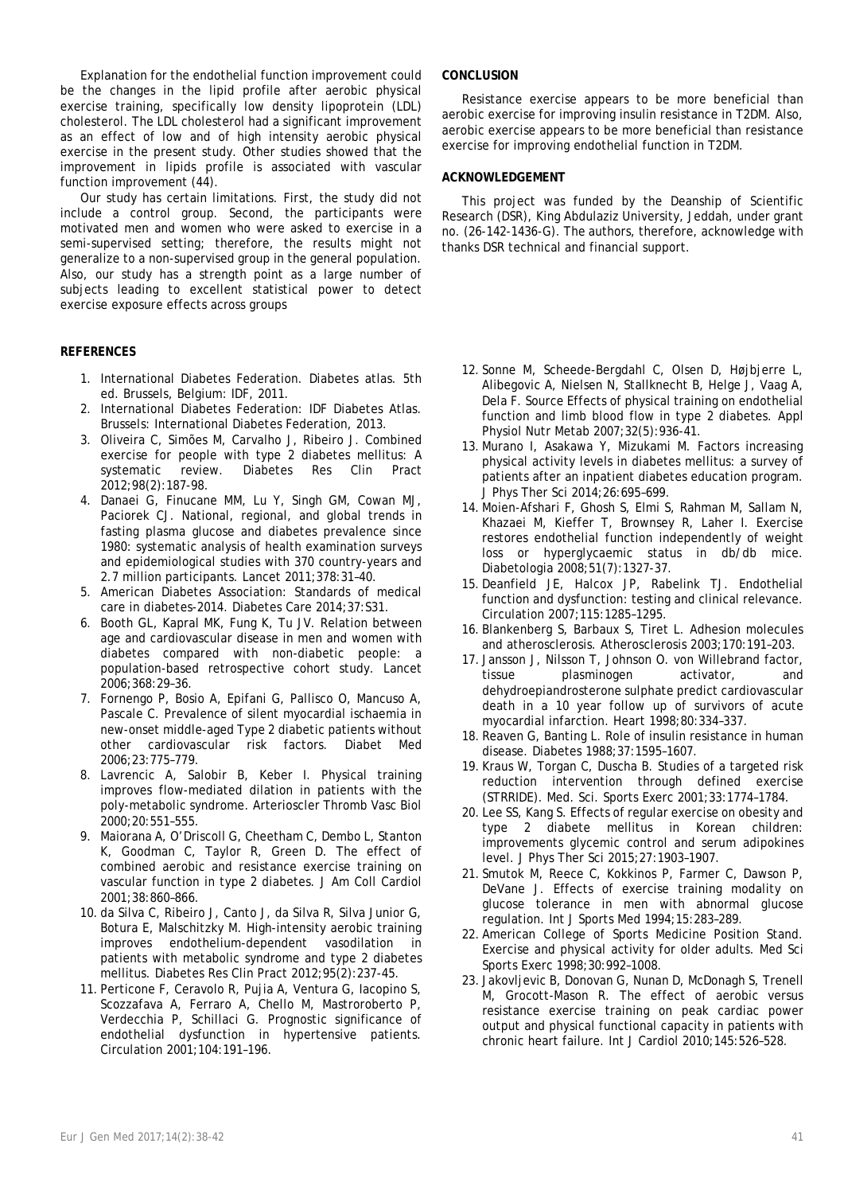Explanation for the endothelial function improvement could be the changes in the lipid profile after aerobic physical exercise training, specifically low density lipoprotein (LDL) cholesterol. The LDL cholesterol had a significant improvement as an effect of low and of high intensity aerobic physical exercise in the present study. Other studies showed that the improvement in lipids profile is associated with vascular function improvement (44).

Our study has certain limitations. First, the study did not include a control group. Second, the participants were motivated men and women who were asked to exercise in a semi-supervised setting; therefore, the results might not generalize to a non-supervised group in the general population. Also, our study has a strength point as a large number of subjects leading to excellent statistical power to detect exercise exposure effects across groups

## CONCLUSION

Resistance exercise appears to be more beneficial than aerobic exercise for improving insulin resistance in T2DM. Also, aerobic exercise appears to be more beneficial than resistance exercise for improving endothelial function in T2DM.

## ACKNOWLEDGEMENT

This project was funded by the Deanship of Scientific Research (DSR), King Abdulaziz University, Jeddah, under grant no. (26-142-1436-G). The authors, therefore, acknowledge with thanks DSR technical and financial support.

## REFERENCES

1. International Diabetes Federation. Diabetes atlas. 5th ed. Brussels, Belgium: IDF, 2011.
2. International Diabetes Federation: IDF Diabetes Atlas. Brussels: International Diabetes Federation, 2013.
3. Oliveira C, Simões M, Carvalho J, Ribeiro J. Combined exercise for people with type 2 diabetes mellitus: A systematic review. Diabetes Res Clin Pract 2012;98(2):187-98.
4. Danaei G, Finucane MM, Lu Y, Singh GM, Cowan MJ, Paciorek CJ. National, regional, and global trends in fasting plasma glucose and diabetes prevalence since 1980: systematic analysis of health examination surveys and epidemiological studies with 370 country-years and 2.7 million participants. Lancet 2011;378:31–40.
5. American Diabetes Association: Standards of medical care in diabetes-2014. Diabetes Care 2014;37:S31.
6. Booth GL, Kapral MK, Fung K, Tu JV. Relation between age and cardiovascular disease in men and women with diabetes compared with non-diabetic people: a population-based retrospective cohort study. Lancet 2006;368:29–36.
7. Fornengo P, Bosio A, Epifani G, Pallisco O, Mancuso A, Pascale C. Prevalence of silent myocardial ischaemia in new-onset middle-aged Type 2 diabetic patients without other cardiovascular risk factors. Diabet Med 2006;23:775–779.
8. Lavrencic A, Salobir B, Keber I. Physical training improves flow-mediated dilation in patients with the poly-metabolic syndrome. Arterioscler Thromb Vasc Biol 2000;20:551–555.
9. Maiorana A, O'Driscoll G, Cheetham C, Dembo L, Stanton K, Goodman C, Taylor R, Green D. The effect of combined aerobic and resistance exercise training on vascular function in type 2 diabetes. J Am Coll Cardiol 2001;38:860–866.
10. da Silva C, Ribeiro J, Canto J, da Silva R, Silva Junior G, Botura E, Malschitzky M. High-intensity aerobic training improves endothelium-dependent vasodilation in patients with metabolic syndrome and type 2 diabetes mellitus. Diabetes Res Clin Pract 2012;95(2):237-45.
11. Perticone F, Ceravolo R, Pujia A, Ventura G, Iacopino S, Scozzafava A, Ferraro A, Chello M, Mastroroberto P, Verdecchia P, Schillaci G. Prognostic significance of endothelial dysfunction in hypertensive patients. Circulation 2001;104:191–196.
12. Sonne M, Scheede-Bergdahl C, Olsen D, Højbjerre L, Alibegovic A, Nielsen N, Stallknecht B, Helge J, Vaag A, Dela F. Source Effects of physical training on endothelial function and limb blood flow in type 2 diabetes. Appl Physiol Nutr Metab 2007;32(5):936-41.
13. Murano I, Asakawa Y, Mizukami M. Factors increasing physical activity levels in diabetes mellitus: a survey of patients after an inpatient diabetes education program. J Phys Ther Sci 2014;26:695–699.
14. Moien-Afshari F, Ghosh S, Elmi S, Rahman M, Sallam N, Khazaei M, Kieffer T, Brownsey R, Laher I. Exercise restores endothelial function independently of weight loss or hyperglycaemic status in db/db mice. Diabetologia 2008;51(7):1327-37.
15. Deanfield JE, Halcox JP, Rabelink TJ. Endothelial function and dysfunction: testing and clinical relevance. Circulation 2007;115:1285–1295.
16. Blankenberg S, Barbaux S, Tiret L. Adhesion molecules and atherosclerosis. Atherosclerosis 2003;170:191–203.
17. Jansson J, Nilsson T, Johnson O. von Willebrand factor, tissue plasminogen activator, and dehydroepiandrosterone sulphate predict cardiovascular death in a 10 year follow up of survivors of acute myocardial infarction. Heart 1998;80:334–337.
18. Reaven G, Banting L. Role of insulin resistance in human disease. Diabetes 1988;37:1595–1607.
19. Kraus W, Torgan C, Duscha B. Studies of a targeted risk reduction intervention through defined exercise (STRRIDE). Med. Sci. Sports Exerc 2001;33:1774–1784.
20. Lee SS, Kang S. Effects of regular exercise on obesity and type 2 diabete mellitus in Korean children: improvements glycemic control and serum adipokines level. J Phys Ther Sci 2015;27:1903–1907.
21. Smutok M, Reece C, Kokkinos P, Farmer C, Dawson P, DeVane J. Effects of exercise training modality on glucose tolerance in men with abnormal glucose regulation. Int J Sports Med 1994;15:283–289.
22. American College of Sports Medicine Position Stand. Exercise and physical activity for older adults. Med Sci Sports Exerc 1998;30:992–1008.
23. Jakovljevic B, Donovan G, Nunan D, McDonagh S, Trenell M, Grocott-Mason R. The effect of aerobic versus resistance exercise training on peak cardiac power output and physical functional capacity in patients with chronic heart failure. Int J Cardiol 2010;145:526–528.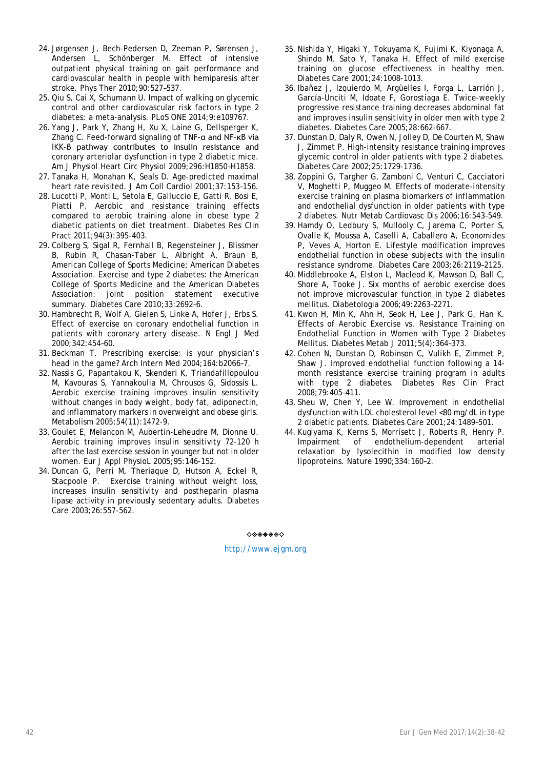24. Jørgensen J, Bech-Pedersen D, Zeeman P, Sørensen J, Andersen L, Schönberger M. Effect of intensive outpatient physical training on gait performance and cardiovascular health in people with hemiparesis after stroke. Phys Ther 2010;90:527–537.
25. Qiu S, Cai X, Schumann U. Impact of walking on glycemic control and other cardiovascular risk factors in type 2 diabetes: a meta-analysis. PLoS ONE 2014;9:e109767.
26. Yang J, Park Y, Zhang H, Xu X, Laine G, Dellsperger K, Zhang C. Feed-forward signaling of TNF-α and NF-κB via IKK-β pathway contributes to insulin resistance and coronary arteriolar dysfunction in type 2 diabetic mice. Am J Physiol Heart Circ Physiol 2009;296:H1850–H1858.
27. Tanaka H, Monahan K, Seals D. Age-predicted maximal heart rate revisited. J Am Coll Cardiol 2001;37:153–156.
28. Lucotti P, Monti L, Setola E, Galluccio E, Gatti R, Bosi E, Piatti P. Aerobic and resistance training effects compared to aerobic training alone in obese type 2 diabetic patients on diet treatment. Diabetes Res Clin Pract 2011;94(3):395-403.
29. Colberg S, Sigal R, Fernhall B, Regensteiner J, Blissmer B, Rubin R, Chasan-Taber L, Albright A, Braun B, American College of Sports Medicine; American Diabetes Association. Exercise and type 2 diabetes: the American College of Sports Medicine and the American Diabetes Association: joint position statement executive summary. Diabetes Care 2010;33:2692–6.
30. Hambrecht R, Wolf A, Gielen S, Linke A, Hofer J, Erbs S. Effect of exercise on coronary endothelial function in patients with coronary artery disease. N Engl J Med 2000;342:454–60.
31. Beckman T. Prescribing exercise: is your physician's head in the game? Arch Intern Med 2004;164:b2066–7.
32. Nassis G, Papantakou K, Skenderi K, Triandafillopoulou M, Kavouras S, Yannakoulia M, Chrousos G, Sidossis L. Aerobic exercise training improves insulin sensitivity without changes in body weight, body fat, adiponectin, and inflammatory markers in overweight and obese girls. Metabolism 2005;54(11):1472-9.
33. Goulet E, Melancon M, Aubertin-Leheudre M, Dionne U. Aerobic training improves insulin sensitivity 72-120 h after the last exercise session in younger but not in older women. Eur J Appl PhysioL 2005;95:146-152.
34. Duncan G, Perri M, Theriaque D, Hutson A, Eckel R, Stacpoole P. Exercise training without weight loss, increases insulin sensitivity and postheparin plasma lipase activity in previously sedentary adults. Diabetes Care 2003;26:557-562.
35. Nishida Y, Higaki Y, Tokuyama K, Fujimi K, Kiyonaga A, Shindo M, Sato Y, Tanaka H. Effect of mild exercise training on glucose effectiveness in healthy men. Diabetes Care 2001;24:1008-1013.
36. Ibañez J, Izquierdo M, Argüelles I, Forga L, Larrión J, García-Unciti M, Idoate F, Gorostiaga E. Twice-weekly progressive resistance training decreases abdominal fat and improves insulin sensitivity in older men with type 2 diabetes. Diabetes Care 2005;28:662-667.
37. Dunstan D, Daly R, Owen N, Jolley D, De Courten M, Shaw J, Zimmet P. High-intensity resistance training improves glycemic control in older patients with type 2 diabetes. Diabetes Care 2002;25:1729-1736.
38. Zoppini G, Targher G, Zamboni C, Venturi C, Cacciatori V, Moghetti P, Muggeo M. Effects of moderate-intensity exercise training on plasma biomarkers of inflammation and endothelial dysfunction in older patients with type 2 diabetes. Nutr Metab Cardiovasc Dis 2006;16:543–549.
39. Hamdy O, Ledbury S, Mullooly C, Jarema C, Porter S, Ovalle K, Moussa A, Caselli A, Caballero A, Economides P, Veves A, Horton E. Lifestyle modification improves endothelial function in obese subjects with the insulin resistance syndrome. Diabetes Care 2003;26:2119–2125.
40. Middlebrooke A, Elston L, Macleod K, Mawson D, Ball C, Shore A, Tooke J. Six months of aerobic exercise does not improve microvascular function in type 2 diabetes mellitus. Diabetologia 2006;49:2263–2271.
41. Kwon H, Min K, Ahn H, Seok H, Lee J, Park G, Han K. Effects of Aerobic Exercise vs. Resistance Training on Endothelial Function in Women with Type 2 Diabetes Mellitus. Diabetes Metab J 2011;5(4):364–373.
42. Cohen N, Dunstan D, Robinson C, Vulikh E, Zimmet P, Shaw J. Improved endothelial function following a 14-month resistance exercise training program in adults with type 2 diabetes. Diabetes Res Clin Pract 2008;79:405–411.
43. Sheu W, Chen Y, Lee W. Improvement in endothelial dysfunction with LDL cholesterol level <80 mg/dL in type 2 diabetic patients. Diabetes Care 2001;24:1489–501.
44. Kugiyama K, Kerns S, Morrisett J, Roberts R, Henry P. Impairment of endothelium-dependent arterial relaxation by lysolecithin in modified low density lipoproteins. Nature 1990;334:160–2.

◇◈◈◈◈◈◇

http://www.ejgm.org